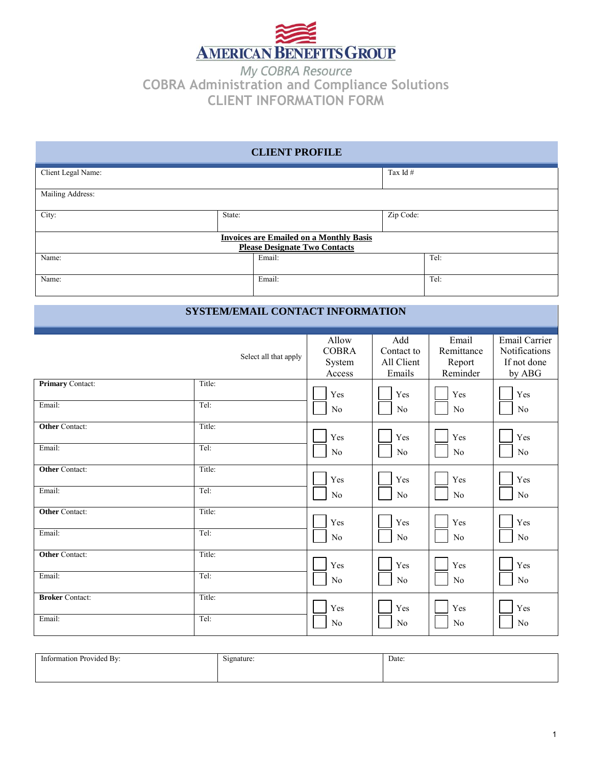# AMERICAN BENEFITS GROUP

## My COBRA Resource
## COBRA Administration and Compliance Solutions
## CLIENT INFORMATION FORM

### CLIENT PROFILE

| Client Legal Name: | | Tax Id # |
|---|---|---|
| Mailing Address: | | |
| City: | State: | Zip Code: |

**Invoices are Emailed on a Monthly Basis**
**Please Designate Two Contacts**

| Name: | Email: | Tel: |
|---|---|---|
| Name: | Email: | Tel: |

### SYSTEM/EMAIL CONTACT INFORMATION

| | Select all that apply | Allow COBRA System Access | Add Contact to All Client Emails | Email Remittance Report Reminder | Email Carrier Notifications If not done by ABG |
|---|---|---|---|---|---|
| **Primary** Contact: | Title: | ☐ Yes | ☐ Yes | ☐ Yes | ☐ Yes |
| Email: | Tel: | ☐ No | ☐ No | ☐ No | ☐ No |
| **Other** Contact: | Title: | ☐ Yes | ☐ Yes | ☐ Yes | ☐ Yes |
| Email: | Tel: | ☐ No | ☐ No | ☐ No | ☐ No |
| **Other** Contact: | Title: | ☐ Yes | ☐ Yes | ☐ Yes | ☐ Yes |
| Email: | Tel: | ☐ No | ☐ No | ☐ No | ☐ No |
| **Other** Contact: | Title: | ☐ Yes | ☐ Yes | ☐ Yes | ☐ Yes |
| Email: | Tel: | ☐ No | ☐ No | ☐ No | ☐ No |
| **Other** Contact: | Title: | ☐ Yes | ☐ Yes | ☐ Yes | ☐ Yes |
| Email: | Tel: | ☐ No | ☐ No | ☐ No | ☐ No |
| **Broker** Contact: | Title: | ☐ Yes | ☐ Yes | ☐ Yes | ☐ Yes |
| Email: | Tel: | ☐ No | ☐ No | ☐ No | ☐ No |

| Information Provided By: | Signature: | Date: |
|---|---|---|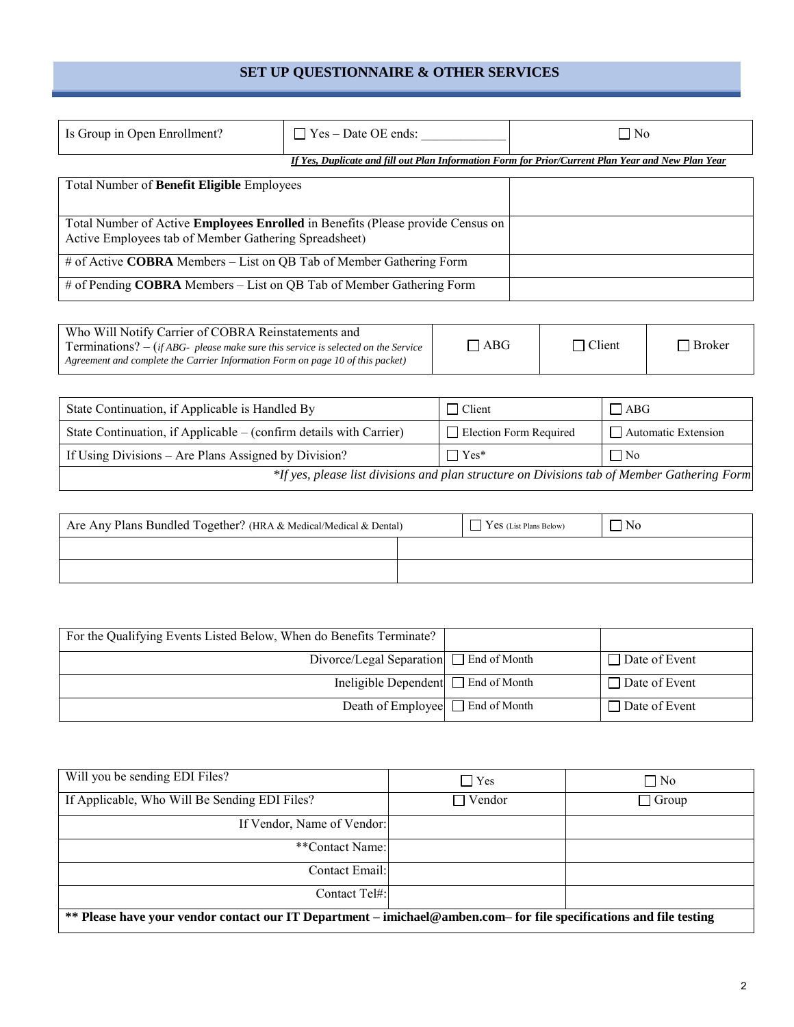## SET UP QUESTIONNAIRE & OTHER SERVICES

| Is Group in Open Enrollment? | ☐ Yes – Date OE ends: _____________ | ☐ No |
|---|---|---|

***If Yes, Duplicate and fill out Plan Information Form for Prior/Current Plan Year and New Plan Year***

| | |
|---|---|
| Total Number of **Benefit Eligible** Employees | |
| Total Number of Active **Employees Enrolled** in Benefits (Please provide Census on Active Employees tab of Member Gathering Spreadsheet) | |
| # of Active **COBRA** Members – List on QB Tab of Member Gathering Form | |
| # of Pending **COBRA** Members – List on QB Tab of Member Gathering Form | |

| Who Will Notify Carrier of COBRA Reinstatements and Terminations? – (*if ABG- please make sure this service is selected on the Service Agreement and complete the Carrier Information Form on page 10 of this packet*) | ☐ ABG | ☐ Client | ☐ Broker |
|---|---|---|---|

| | | |
|---|---|---|
| State Continuation, if Applicable is Handled By | ☐ Client | ☐ ABG |
| State Continuation, if Applicable – (confirm details with Carrier) | ☐ Election Form Required | ☐ Automatic Extension |
| If Using Divisions – Are Plans Assigned by Division? | ☐ Yes* | ☐ No |
| *\*If yes, please list divisions and plan structure on Divisions tab of Member Gathering Form* | | |

| Are Any Plans Bundled Together? (HRA & Medical/Medical & Dental) | ☐ Yes (List Plans Below) | ☐ No |
|---|---|---|
| | | |
| | | |

| For the Qualifying Events Listed Below, When do Benefits Terminate? | | |
|---|---|---|
| Divorce/Legal Separation | ☐ End of Month | ☐ Date of Event |
| Ineligible Dependent | ☐ End of Month | ☐ Date of Event |
| Death of Employee | ☐ End of Month | ☐ Date of Event |

| Will you be sending EDI Files? | ☐ Yes | ☐ No |
|---|---|---|
| If Applicable, Who Will Be Sending EDI Files? | ☐ Vendor | ☐ Group |
| If Vendor, Name of Vendor: | | |
| **Contact Name: | | |
| Contact Email: | | |
| Contact Tel#: | | |
| **\*\* Please have your vendor contact our IT Department – imichael@amben.com– for file specifications and file testing** | | |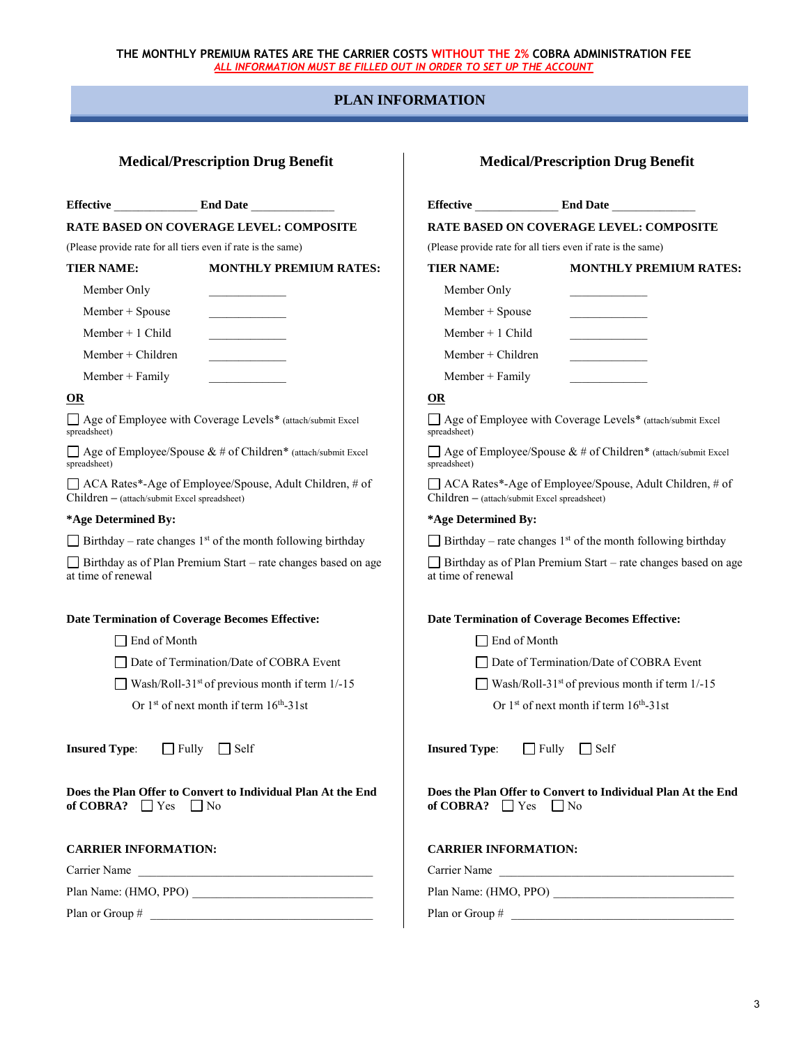THE MONTHLY PREMIUM RATES ARE THE CARRIER COSTS WITHOUT THE 2% COBRA ADMINISTRATION FEE

***ALL INFORMATION MUST BE FILLED OUT IN ORDER TO SET UP THE ACCOUNT***

## PLAN INFORMATION

### Medical/Prescription Drug Benefit

**Effective** _____________ **End Date** _____________

**RATE BASED ON COVERAGE LEVEL: COMPOSITE**

(Please provide rate for all tiers even if rate is the same)

| TIER NAME: | MONTHLY PREMIUM RATES: |
|---|---|
| Member Only | ___________ |
| Member + Spouse | ___________ |
| Member + 1 Child | ___________ |
| Member + Children | ___________ |
| Member + Family | ___________ |

**OR**

☐ Age of Employee with Coverage Levels* (attach/submit Excel spreadsheet)

☐ Age of Employee/Spouse & # of Children* (attach/submit Excel spreadsheet)

☐ ACA Rates*-Age of Employee/Spouse, Adult Children, # of Children – (attach/submit Excel spreadsheet)

**\*Age Determined By:**

☐ Birthday – rate changes 1st of the month following birthday

☐ Birthday as of Plan Premium Start – rate changes based on age at time of renewal

**Date Termination of Coverage Becomes Effective:**

☐ End of Month

☐ Date of Termination/Date of COBRA Event

☐ Wash/Roll-31st of previous month if term 1/-15
Or 1st of next month if term 16th-31st

**Insured Type**: ☐ Fully ☐ Self

**Does the Plan Offer to Convert to Individual Plan At the End of COBRA?** ☐ Yes ☐ No

**CARRIER INFORMATION:**

Carrier Name ________________________________________

Plan Name: (HMO, PPO) ______________________________

Plan or Group # _____________________________________

### Medical/Prescription Drug Benefit

**Effective** _____________ **End Date** _____________

**RATE BASED ON COVERAGE LEVEL: COMPOSITE**

(Please provide rate for all tiers even if rate is the same)

| TIER NAME: | MONTHLY PREMIUM RATES: |
|---|---|
| Member Only | ___________ |
| Member + Spouse | ___________ |
| Member + 1 Child | ___________ |
| Member + Children | ___________ |
| Member + Family | ___________ |

**OR**

☐ Age of Employee with Coverage Levels* (attach/submit Excel spreadsheet)

☐ Age of Employee/Spouse & # of Children* (attach/submit Excel spreadsheet)

☐ ACA Rates*-Age of Employee/Spouse, Adult Children, # of Children – (attach/submit Excel spreadsheet)

**\*Age Determined By:**

☐ Birthday – rate changes 1st of the month following birthday

☐ Birthday as of Plan Premium Start – rate changes based on age at time of renewal

**Date Termination of Coverage Becomes Effective:**

☐ End of Month

☐ Date of Termination/Date of COBRA Event

☐ Wash/Roll-31st of previous month if term 1/-15
Or 1st of next month if term 16th-31st

**Insured Type**: ☐ Fully ☐ Self

**Does the Plan Offer to Convert to Individual Plan At the End of COBRA?** ☐ Yes ☐ No

**CARRIER INFORMATION:**

Carrier Name ________________________________________

Plan Name: (HMO, PPO) ______________________________

Plan or Group # _____________________________________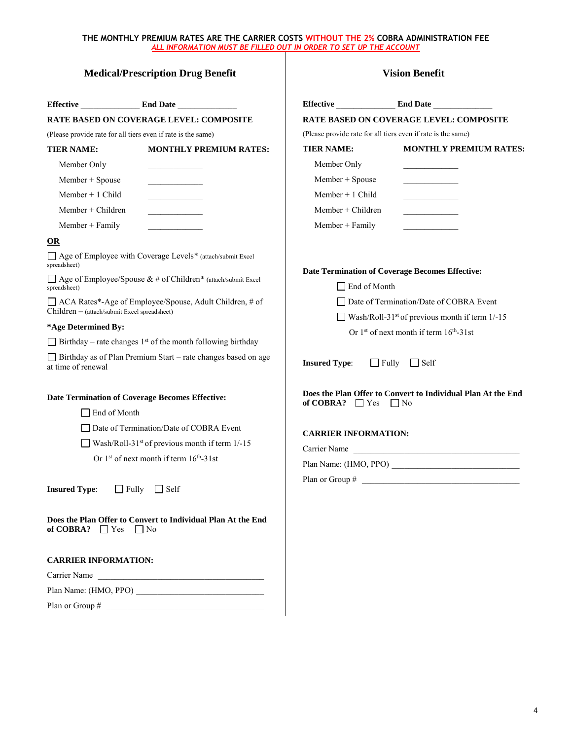**THE MONTHLY PREMIUM RATES ARE THE CARRIER COSTS WITHOUT THE 2% COBRA ADMINISTRATION FEE**

***ALL INFORMATION MUST BE FILLED OUT IN ORDER TO SET UP THE ACCOUNT***

## Medical/Prescription Drug Benefit

**Effective** ______________ **End Date** ______________

**RATE BASED ON COVERAGE LEVEL: COMPOSITE**

(Please provide rate for all tiers even if rate is the same)

| TIER NAME: | MONTHLY PREMIUM RATES: |
|---|---|
| Member Only | ____________ |
| Member + Spouse | ____________ |
| Member + 1 Child | ____________ |
| Member + Children | ____________ |
| Member + Family | ____________ |

**OR**

☐ Age of Employee with Coverage Levels* (attach/submit Excel spreadsheet)

☐ Age of Employee/Spouse & # of Children* (attach/submit Excel spreadsheet)

☐ ACA Rates*-Age of Employee/Spouse, Adult Children, # of Children – (attach/submit Excel spreadsheet)

**\*Age Determined By:**

☐ Birthday – rate changes 1st of the month following birthday

☐ Birthday as of Plan Premium Start – rate changes based on age at time of renewal

**Date Termination of Coverage Becomes Effective:**

☐ End of Month

☐ Date of Termination/Date of COBRA Event

☐ Wash/Roll-31st of previous month if term 1/-15

Or 1st of next month if term 16th-31st

**Insured Type**: ☐ Fully ☐ Self

**Does the Plan Offer to Convert to Individual Plan At the End of COBRA?** ☐ Yes ☐ No

**CARRIER INFORMATION:**

Carrier Name ________________________________________

Plan Name: (HMO, PPO) ______________________________

Plan or Group # ______________________________________

## Vision Benefit

**Effective** ______________ **End Date** ______________

**RATE BASED ON COVERAGE LEVEL: COMPOSITE**

(Please provide rate for all tiers even if rate is the same)

| TIER NAME: | MONTHLY PREMIUM RATES: |
|---|---|
| Member Only | ____________ |
| Member + Spouse | ____________ |
| Member + 1 Child | ____________ |
| Member + Children | ____________ |
| Member + Family | ____________ |

**Date Termination of Coverage Becomes Effective:**

☐ End of Month

☐ Date of Termination/Date of COBRA Event

☐ Wash/Roll-31st of previous month if term 1/-15

Or 1st of next month if term 16th-31st

**Insured Type**: ☐ Fully ☐ Self

**Does the Plan Offer to Convert to Individual Plan At the End of COBRA?** ☐ Yes ☐ No

**CARRIER INFORMATION:**

Carrier Name ________________________________________

Plan Name: (HMO, PPO) ______________________________

Plan or Group # ______________________________________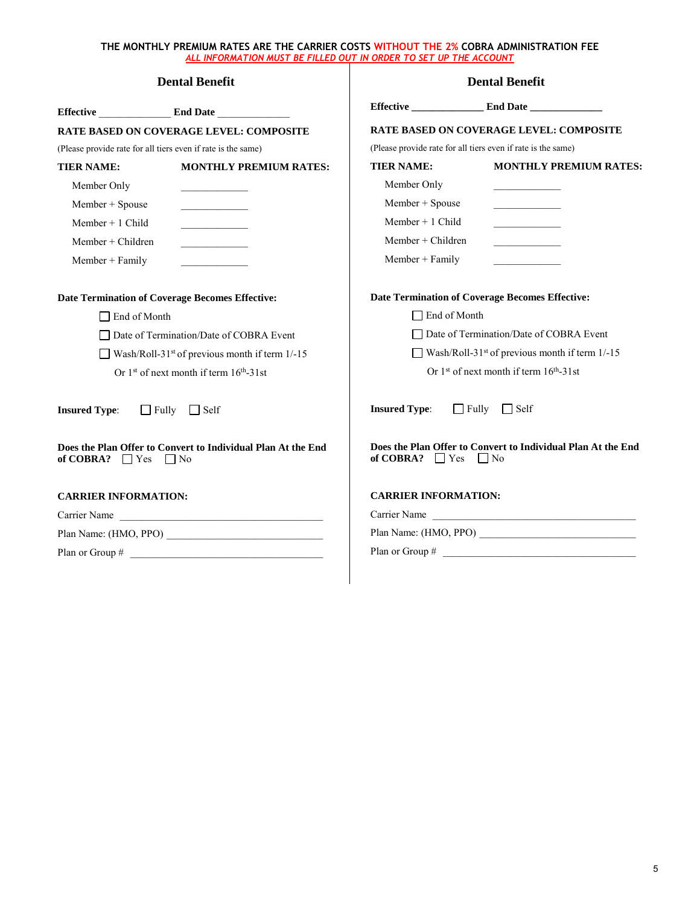**THE MONTHLY PREMIUM RATES ARE THE CARRIER COSTS WITHOUT THE 2% COBRA ADMINISTRATION FEE**

***ALL INFORMATION MUST BE FILLED OUT IN ORDER TO SET UP THE ACCOUNT***

## Dental Benefit

**Effective** _____________ **End Date** _____________

**RATE BASED ON COVERAGE LEVEL: COMPOSITE**

(Please provide rate for all tiers even if rate is the same)

| TIER NAME: | MONTHLY PREMIUM RATES: |
|---|---|
| Member Only | ____________ |
| Member + Spouse | ____________ |
| Member + 1 Child | ____________ |
| Member + Children | ____________ |
| Member + Family | ____________ |

**Date Termination of Coverage Becomes Effective:**

- ☐ End of Month
- ☐ Date of Termination/Date of COBRA Event
- ☐ Wash/Roll-31st of previous month if term 1/-15
  Or 1st of next month if term 16th-31st

**Insured Type**: ☐ Fully ☐ Self

**Does the Plan Offer to Convert to Individual Plan At the End of COBRA?** ☐ Yes ☐ No

**CARRIER INFORMATION:**

Carrier Name ________________________________________

Plan Name: (HMO, PPO) ______________________________

Plan or Group # _____________________________________

## Dental Benefit

**Effective** _____________ **End Date** _____________

**RATE BASED ON COVERAGE LEVEL: COMPOSITE**

(Please provide rate for all tiers even if rate is the same)

| TIER NAME: | MONTHLY PREMIUM RATES: |
|---|---|
| Member Only | ____________ |
| Member + Spouse | ____________ |
| Member + 1 Child | ____________ |
| Member + Children | ____________ |
| Member + Family | ____________ |

**Date Termination of Coverage Becomes Effective:**

- ☐ End of Month
- ☐ Date of Termination/Date of COBRA Event
- ☐ Wash/Roll-31st of previous month if term 1/-15
  Or 1st of next month if term 16th-31st

**Insured Type**: ☐ Fully ☐ Self

**Does the Plan Offer to Convert to Individual Plan At the End of COBRA?** ☐ Yes ☐ No

**CARRIER INFORMATION:**

Carrier Name ________________________________________

Plan Name: (HMO, PPO) ______________________________

Plan or Group # _____________________________________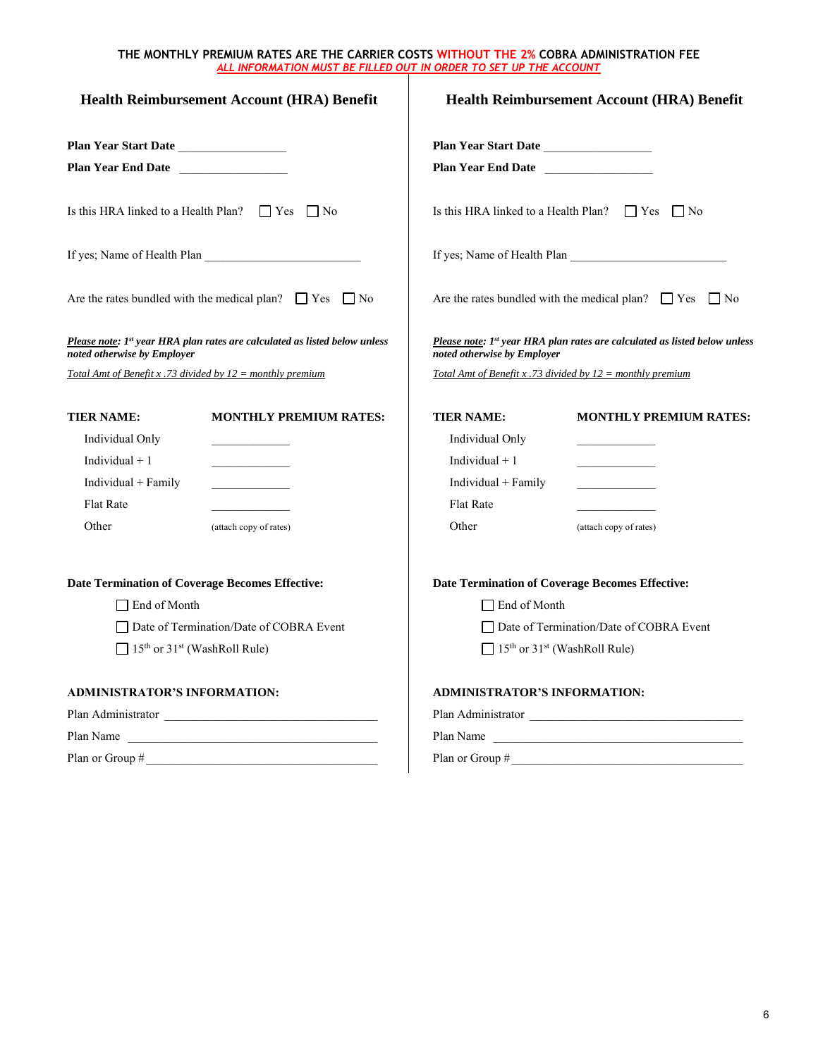**THE MONTHLY PREMIUM RATES ARE THE CARRIER COSTS WITHOUT THE 2% COBRA ADMINISTRATION FEE**

***ALL INFORMATION MUST BE FILLED OUT IN ORDER TO SET UP THE ACCOUNT***

## Health Reimbursement Account (HRA) Benefit

**Plan Year Start Date** _________________

**Plan Year End Date** _________________

Is this HRA linked to a Health Plan? ☐ Yes ☐ No

If yes; Name of Health Plan _________________________

Are the rates bundled with the medical plan? ☐ Yes ☐ No

***Please note**: 1st year HRA plan rates are calculated as listed below unless noted otherwise by Employer*

*Total Amt of Benefit x .73 divided by 12 = monthly premium*

| TIER NAME: | MONTHLY PREMIUM RATES: |
|---|---|
| Individual Only | _____________ |
| Individual + 1 | _____________ |
| Individual + Family | _____________ |
| Flat Rate | _____________ |
| Other | (attach copy of rates) |

**Date Termination of Coverage Becomes Effective:**

☐ End of Month

☐ Date of Termination/Date of COBRA Event

☐ 15th or 31st (WashRoll Rule)

**ADMINISTRATOR'S INFORMATION:**

Plan Administrator _________________________________

Plan Name _________________________________

Plan or Group # _________________________________

## Health Reimbursement Account (HRA) Benefit

**Plan Year Start Date** _________________

**Plan Year End Date** _________________

Is this HRA linked to a Health Plan? ☐ Yes ☐ No

If yes; Name of Health Plan _________________________

Are the rates bundled with the medical plan? ☐ Yes ☐ No

***Please note**: 1st year HRA plan rates are calculated as listed below unless noted otherwise by Employer*

*Total Amt of Benefit x .73 divided by 12 = monthly premium*

| TIER NAME: | MONTHLY PREMIUM RATES: |
|---|---|
| Individual Only | _____________ |
| Individual + 1 | _____________ |
| Individual + Family | _____________ |
| Flat Rate | _____________ |
| Other | (attach copy of rates) |

**Date Termination of Coverage Becomes Effective:**

☐ End of Month

☐ Date of Termination/Date of COBRA Event

☐ 15th or 31st (WashRoll Rule)

**ADMINISTRATOR'S INFORMATION:**

Plan Administrator _________________________________

Plan Name _________________________________

Plan or Group # _________________________________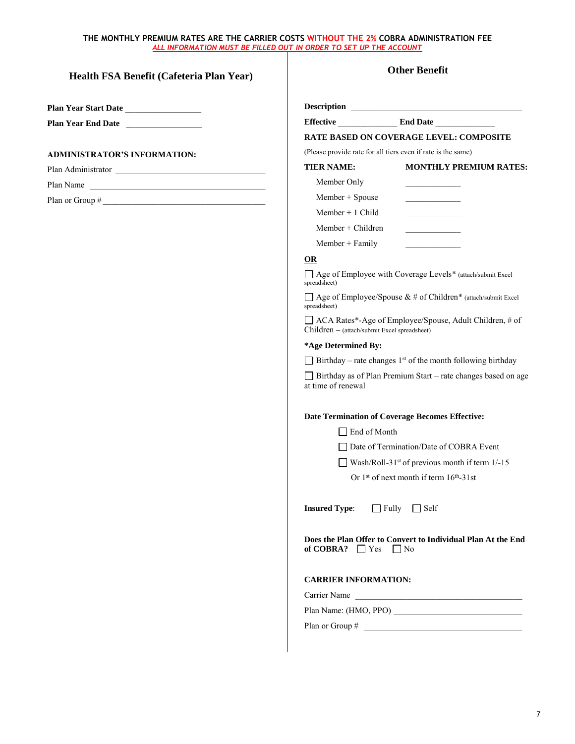**THE MONTHLY PREMIUM RATES ARE THE CARRIER COSTS WITHOUT THE 2% COBRA ADMINISTRATION FEE**

***ALL INFORMATION MUST BE FILLED OUT IN ORDER TO SET UP THE ACCOUNT***

## Health FSA Benefit (Cafeteria Plan Year)

**Plan Year Start Date** ________________

**Plan Year End Date** ________________

**ADMINISTRATOR'S INFORMATION:**

Plan Administrator ________________________________

Plan Name ________________________________

Plan or Group # ________________________________

## Other Benefit

**Description** ________________________________________

**Effective** ____________ **End Date** ____________

**RATE BASED ON COVERAGE LEVEL: COMPOSITE**

(Please provide rate for all tiers even if rate is the same)

| TIER NAME: | MONTHLY PREMIUM RATES: |
|---|---|
| Member Only | __________ |
| Member + Spouse | __________ |
| Member + 1 Child | __________ |
| Member + Children | __________ |
| Member + Family | __________ |

**OR**

☐ Age of Employee with Coverage Levels* (attach/submit Excel spreadsheet)

☐ Age of Employee/Spouse & # of Children* (attach/submit Excel spreadsheet)

☐ ACA Rates*-Age of Employee/Spouse, Adult Children, # of Children – (attach/submit Excel spreadsheet)

**\*Age Determined By:**

☐ Birthday – rate changes 1st of the month following birthday

☐ Birthday as of Plan Premium Start – rate changes based on age at time of renewal

**Date Termination of Coverage Becomes Effective:**

☐ End of Month

☐ Date of Termination/Date of COBRA Event

☐ Wash/Roll-31st of previous month if term 1/-15
Or 1st of next month if term 16th-31st

**Insured Type**: ☐ Fully ☐ Self

**Does the Plan Offer to Convert to Individual Plan At the End of COBRA?** ☐ Yes ☐ No

**CARRIER INFORMATION:**

Carrier Name ________________________________

Plan Name: (HMO, PPO) ________________________________

Plan or Group # ________________________________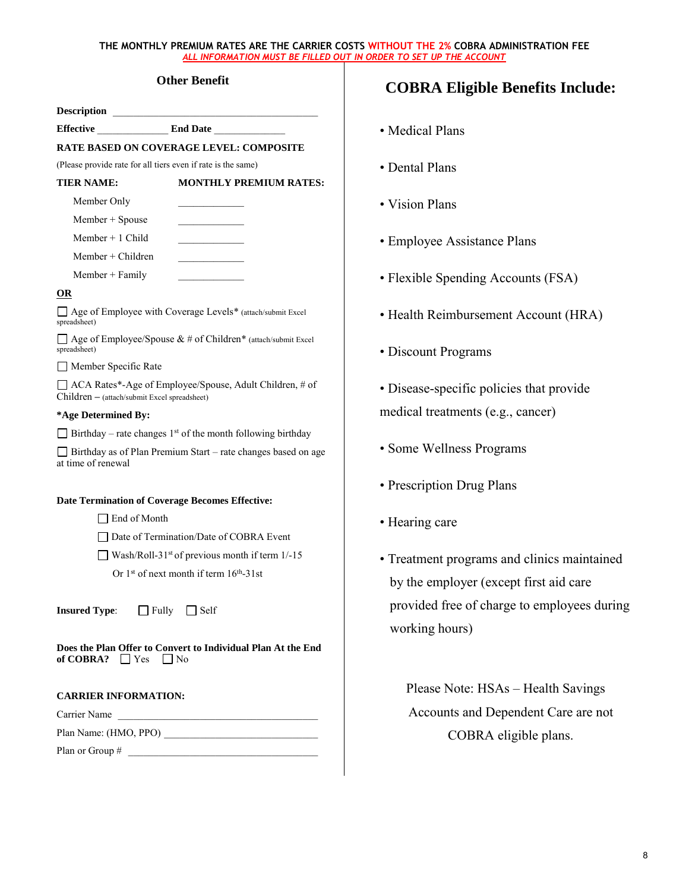**THE MONTHLY PREMIUM RATES ARE THE CARRIER COSTS WITHOUT THE 2% COBRA ADMINISTRATION FEE**

***ALL INFORMATION MUST BE FILLED OUT IN ORDER TO SET UP THE ACCOUNT***

## Other Benefit

**Description** ________________________________________

**Effective** ______________ **End Date** ______________

**RATE BASED ON COVERAGE LEVEL: COMPOSITE**

(Please provide rate for all tiers even if rate is the same)

| TIER NAME: | MONTHLY PREMIUM RATES: |
|---|---|
| Member Only | ____________ |
| Member + Spouse | ____________ |
| Member + 1 Child | ____________ |
| Member + Children | ____________ |
| Member + Family | ____________ |

**OR**

☐ Age of Employee with Coverage Levels* (attach/submit Excel spreadsheet)

☐ Age of Employee/Spouse & # of Children* (attach/submit Excel spreadsheet)

☐ Member Specific Rate

☐ ACA Rates*-Age of Employee/Spouse, Adult Children, # of Children – (attach/submit Excel spreadsheet)

**\*Age Determined By:**

☐ Birthday – rate changes 1st of the month following birthday

☐ Birthday as of Plan Premium Start – rate changes based on age at time of renewal

**Date Termination of Coverage Becomes Effective:**

☐ End of Month

☐ Date of Termination/Date of COBRA Event

☐ Wash/Roll-31st of previous month if term 1/-15
Or 1st of next month if term 16th-31st

**Insured Type**: ☐ Fully ☐ Self

**Does the Plan Offer to Convert to Individual Plan At the End of COBRA?** ☐ Yes ☐ No

**CARRIER INFORMATION:**

Carrier Name ________________________________________

Plan Name: (HMO, PPO) ______________________________

Plan or Group # ____________________________________

## COBRA Eligible Benefits Include:

- Medical Plans
- Dental Plans
- Vision Plans
- Employee Assistance Plans
- Flexible Spending Accounts (FSA)
- Health Reimbursement Account (HRA)
- Discount Programs
- Disease-specific policies that provide medical treatments (e.g., cancer)
- Some Wellness Programs
- Prescription Drug Plans
- Hearing care
- Treatment programs and clinics maintained by the employer (except first aid care provided free of charge to employees during working hours)

Please Note: HSAs – Health Savings Accounts and Dependent Care are not COBRA eligible plans.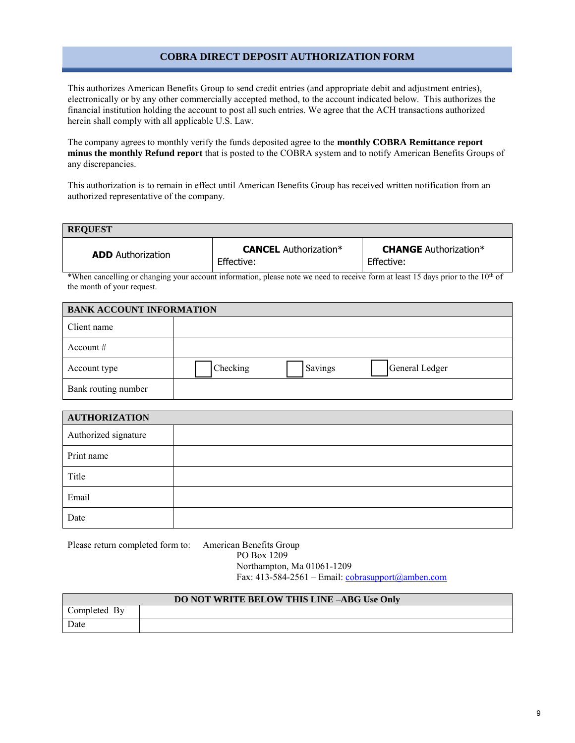# COBRA DIRECT DEPOSIT AUTHORIZATION FORM

This authorizes American Benefits Group to send credit entries (and appropriate debit and adjustment entries), electronically or by any other commercially accepted method, to the account indicated below. This authorizes the financial institution holding the account to post all such entries. We agree that the ACH transactions authorized herein shall comply with all applicable U.S. Law.

The company agrees to monthly verify the funds deposited agree to the **monthly COBRA Remittance report minus the monthly Refund report** that is posted to the COBRA system and to notify American Benefits Groups of any discrepancies.

This authorization is to remain in effect until American Benefits Group has received written notification from an authorized representative of the company.

| REQUEST | | |
|---|---|---|
| **ADD** Authorization | **CANCEL** Authorization* Effective: | **CHANGE** Authorization* Effective: |

*When cancelling or changing your account information, please note we need to receive form at least 15 days prior to the 10th of the month of your request.

| BANK ACCOUNT INFORMATION | |
|---|---|
| Client name | |
| Account # | |
| Account type | ☐ Checking ☐ Savings ☐ General Ledger |
| Bank routing number | |

| AUTHORIZATION | |
|---|---|
| Authorized signature | |
| Print name | |
| Title | |
| Email | |
| Date | |

Please return completed form to: American Benefits Group
PO Box 1209
Northampton, Ma 01061-1209
Fax: 413-584-2561 – Email: cobrasupport@amben.com

| DO NOT WRITE BELOW THIS LINE –ABG Use Only | |
|---|---|
| Completed By | |
| Date | |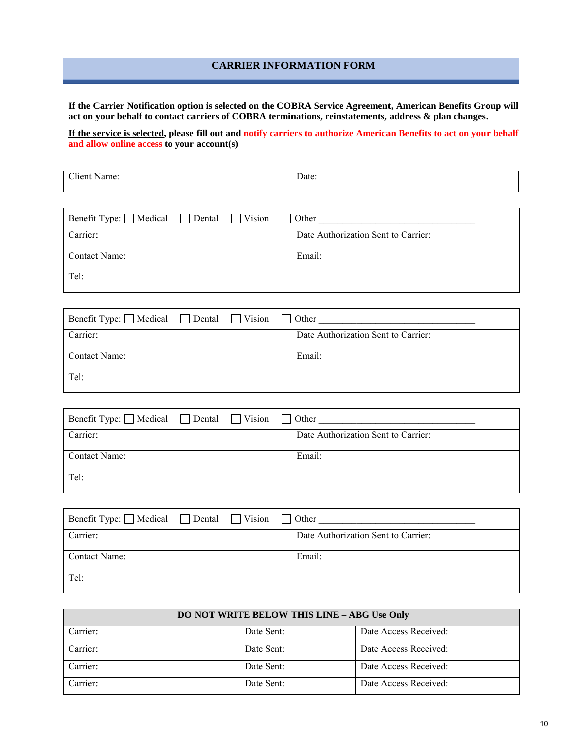# CARRIER INFORMATION FORM

**If the Carrier Notification option is selected on the COBRA Service Agreement, American Benefits Group will act on your behalf to contact carriers of COBRA terminations, reinstatements, address & plan changes.**

**<u>If the service is selected</u>, please fill out and notify carriers to authorize American Benefits to act on your behalf and allow online access to your account(s)**

| | |
|---|---|
| Client Name: | Date: |

| | |
|---|---|
| Benefit Type: ☐ Medical ☐ Dental ☐ Vision ☐ Other ________________________________ | |
| Carrier: | Date Authorization Sent to Carrier: |
| Contact Name: | Email: |
| Tel: | |

| | |
|---|---|
| Benefit Type: ☐ Medical ☐ Dental ☐ Vision ☐ Other ________________________________ | |
| Carrier: | Date Authorization Sent to Carrier: |
| Contact Name: | Email: |
| Tel: | |

| | |
|---|---|
| Benefit Type: ☐ Medical ☐ Dental ☐ Vision ☐ Other ________________________________ | |
| Carrier: | Date Authorization Sent to Carrier: |
| Contact Name: | Email: |
| Tel: | |

| | |
|---|---|
| Benefit Type: ☐ Medical ☐ Dental ☐ Vision ☐ Other ________________________________ | |
| Carrier: | Date Authorization Sent to Carrier: |
| Contact Name: | Email: |
| Tel: | |

| DO NOT WRITE BELOW THIS LINE – ABG Use Only | | |
|---|---|---|
| Carrier: | Date Sent: | Date Access Received: |
| Carrier: | Date Sent: | Date Access Received: |
| Carrier: | Date Sent: | Date Access Received: |
| Carrier: | Date Sent: | Date Access Received: |